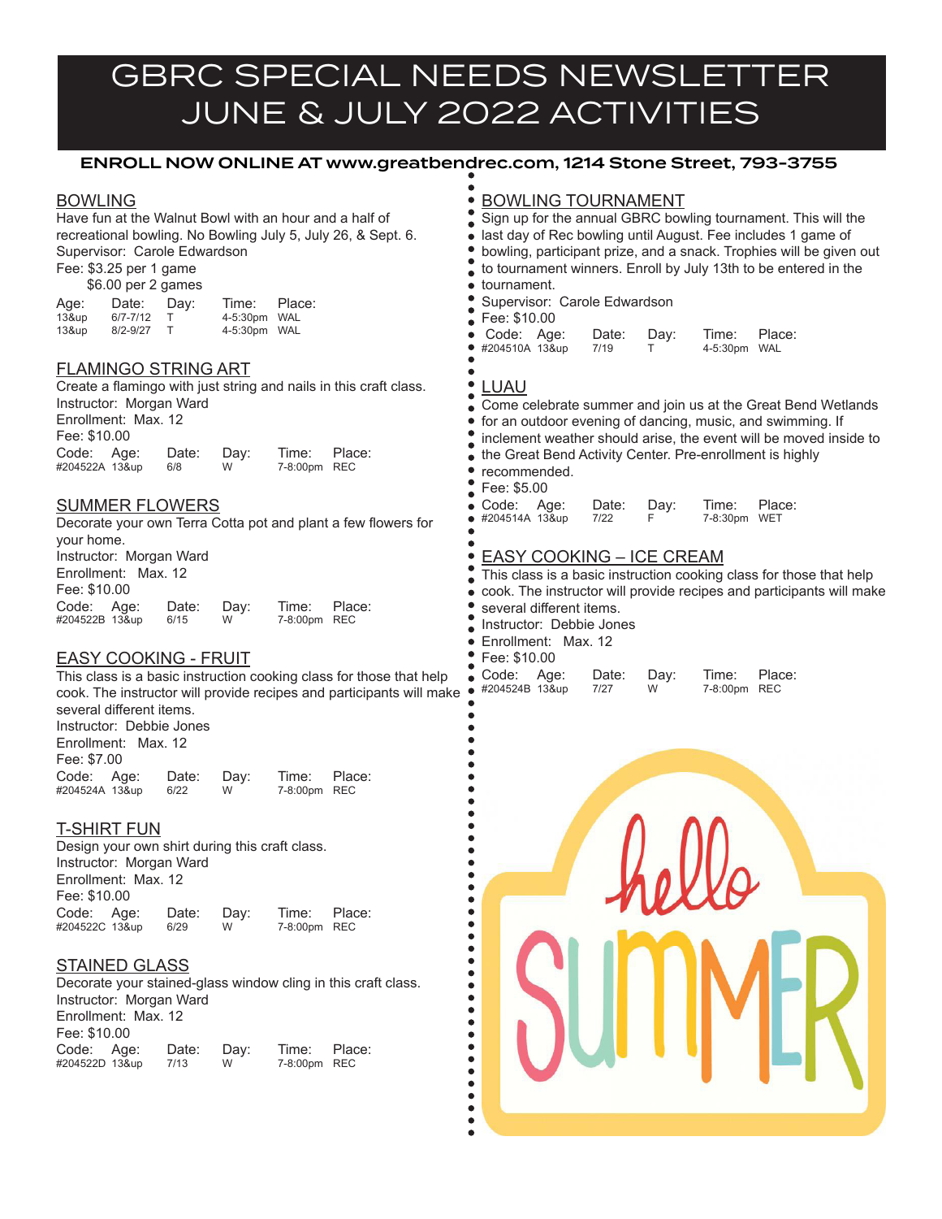# GBRC SPECIAL NEEDS NEWSLETTER JUNE & JULY 2022 ACTIVITIES

**ENROLL NOW ONLINE AT www.greatbendrec.com, 1214 Stone Street, 793-3755**

## BOWLING

Have fun at the Walnut Bowl with an hour and a half of recreational bowling. No Bowling July 5, July 26, & Sept. 6.
Supervisor: Carole Edwardson
Fee: $3.25 per 1 game
$6.00 per 2 games

| Age: | Date: | Day: | Time: | Place: |
|---|---|---|---|---|
| 13&up | 6/7-7/12 | T | 4-5:30pm | WAL |
| 13&up | 8/2-9/27 | T | 4-5:30pm | WAL |

## FLAMINGO STRING ART

Create a flamingo with just string and nails in this craft class.
Instructor: Morgan Ward
Enrollment: Max. 12
Fee: $10.00

| Code: | Age: | Date: | Day: | Time: | Place: |
|---|---|---|---|---|---|
| #204522A | 13&up | 6/8 | W | 7-8:00pm | REC |

## SUMMER FLOWERS

Decorate your own Terra Cotta pot and plant a few flowers for your home.
Instructor: Morgan Ward
Enrollment: Max. 12
Fee: $10.00

| Code: | Age: | Date: | Day: | Time: | Place: |
|---|---|---|---|---|---|
| #204522B | 13&up | 6/15 | W | 7-8:00pm | REC |

## EASY COOKING - FRUIT

This class is a basic instruction cooking class for those that help cook. The instructor will provide recipes and participants will make several different items.
Instructor: Debbie Jones
Enrollment: Max. 12
Fee: $7.00

| Code: | Age: | Date: | Day: | Time: | Place: |
|---|---|---|---|---|---|
| #204524A | 13&up | 6/22 | W | 7-8:00pm | REC |

## T-SHIRT FUN

Design your own shirt during this craft class.
Instructor: Morgan Ward
Enrollment: Max. 12
Fee: $10.00

| Code: | Age: | Date: | Day: | Time: | Place: |
|---|---|---|---|---|---|
| #204522C | 13&up | 6/29 | W | 7-8:00pm | REC |

## STAINED GLASS

Decorate your stained-glass window cling in this craft class.
Instructor: Morgan Ward
Enrollment: Max. 12
Fee: $10.00

| Code: | Age: | Date: | Day: | Time: | Place: |
|---|---|---|---|---|---|
| #204522D | 13&up | 7/13 | W | 7-8:00pm | REC |

## BOWLING TOURNAMENT

Sign up for the annual GBRC bowling tournament. This will the last day of Rec bowling until August. Fee includes 1 game of bowling, participant prize, and a snack. Trophies will be given out to tournament winners. Enroll by July 13th to be entered in the tournament.
Supervisor: Carole Edwardson
Fee: $10.00

| Code: | Age: | Date: | Day: | Time: | Place: |
|---|---|---|---|---|---|
| #204510A | 13&up | 7/19 | T | 4-5:30pm | WAL |

## LUAU

Come celebrate summer and join us at the Great Bend Wetlands for an outdoor evening of dancing, music, and swimming. If inclement weather should arise, the event will be moved inside to the Great Bend Activity Center. Pre-enrollment is highly recommended.
Fee: $5.00

| Code: | Age: | Date: | Day: | Time: | Place: |
|---|---|---|---|---|---|
| #204514A | 13&up | 7/22 | F | 7-8:30pm | WET |

## EASY COOKING – ICE CREAM

This class is a basic instruction cooking class for those that help cook. The instructor will provide recipes and participants will make several different items.
Instructor: Debbie Jones
Enrollment: Max. 12
Fee: $10.00

| Code: | Age: | Date: | Day: | Time: | Place: |
|---|---|---|---|---|---|
| #204524B | 13&up | 7/27 | W | 7-8:00pm | REC |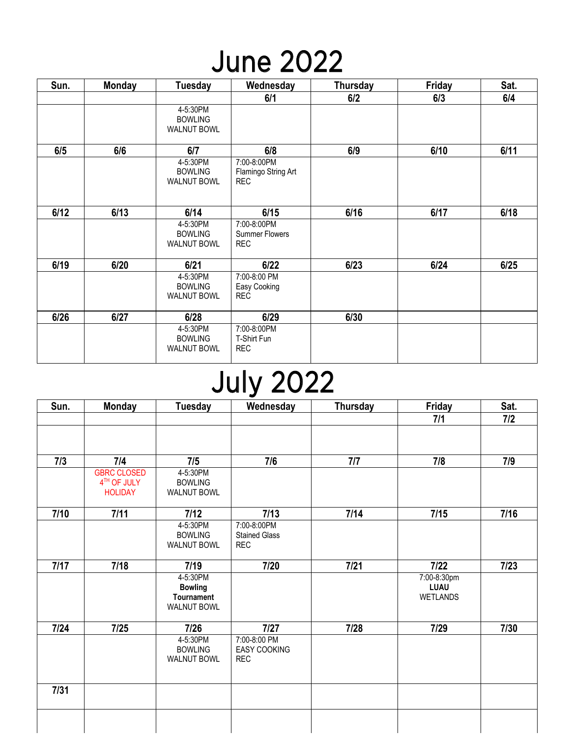# June 2022

| Sun. | Monday | Tuesday | Wednesday | Thursday | Friday | Sat. |
|---|---|---|---|---|---|---|
| | | | **6/1** | **6/2** | **6/3** | **6/4** |
| | | 4-5:30PM BOWLING WALNUT BOWL | | | | |
| **6/5** | **6/6** | **6/7** | **6/8** | **6/9** | **6/10** | **6/11** |
| | | 4-5:30PM BOWLING WALNUT BOWL | 7:00-8:00PM Flamingo String Art REC | | | |
| **6/12** | **6/13** | **6/14** | **6/15** | **6/16** | **6/17** | **6/18** |
| | | 4-5:30PM BOWLING WALNUT BOWL | 7:00-8:00PM Summer Flowers REC | | | |
| **6/19** | **6/20** | **6/21** | **6/22** | **6/23** | **6/24** | **6/25** |
| | | 4-5:30PM BOWLING WALNUT BOWL | 7:00-8:00 PM Easy Cooking REC | | | |
| **6/26** | **6/27** | **6/28** | **6/29** | **6/30** | | |
| | | 4-5:30PM BOWLING WALNUT BOWL | 7:00-8:00PM T-Shirt Fun REC | | | |

# July 2022

| Sun. | Monday | Tuesday | Wednesday | Thursday | Friday | Sat. |
|---|---|---|---|---|---|---|
| | | | | | **7/1** | **7/2** |
| | | | | | | |
| **7/3** | **7/4** | **7/5** | **7/6** | **7/7** | **7/8** | **7/9** |
| | GBRC CLOSED 4TH OF JULY HOLIDAY | 4-5:30PM BOWLING WALNUT BOWL | | | | |
| **7/10** | **7/11** | **7/12** | **7/13** | **7/14** | **7/15** | **7/16** |
| | | 4-5:30PM BOWLING WALNUT BOWL | 7:00-8:00PM Stained Glass REC | | | |
| **7/17** | **7/18** | **7/19** | **7/20** | **7/21** | **7/22** | **7/23** |
| | | 4-5:30PM **Bowling Tournament** WALNUT BOWL | | | 7:00-8:30pm **LUAU** WETLANDS | |
| **7/24** | **7/25** | **7/26** | **7/27** | **7/28** | **7/29** | **7/30** |
| | | 4-5:30PM BOWLING WALNUT BOWL | 7:00-8:00 PM EASY COOKING REC | | | |
| **7/31** | | | | | | |
| | | | | | | |